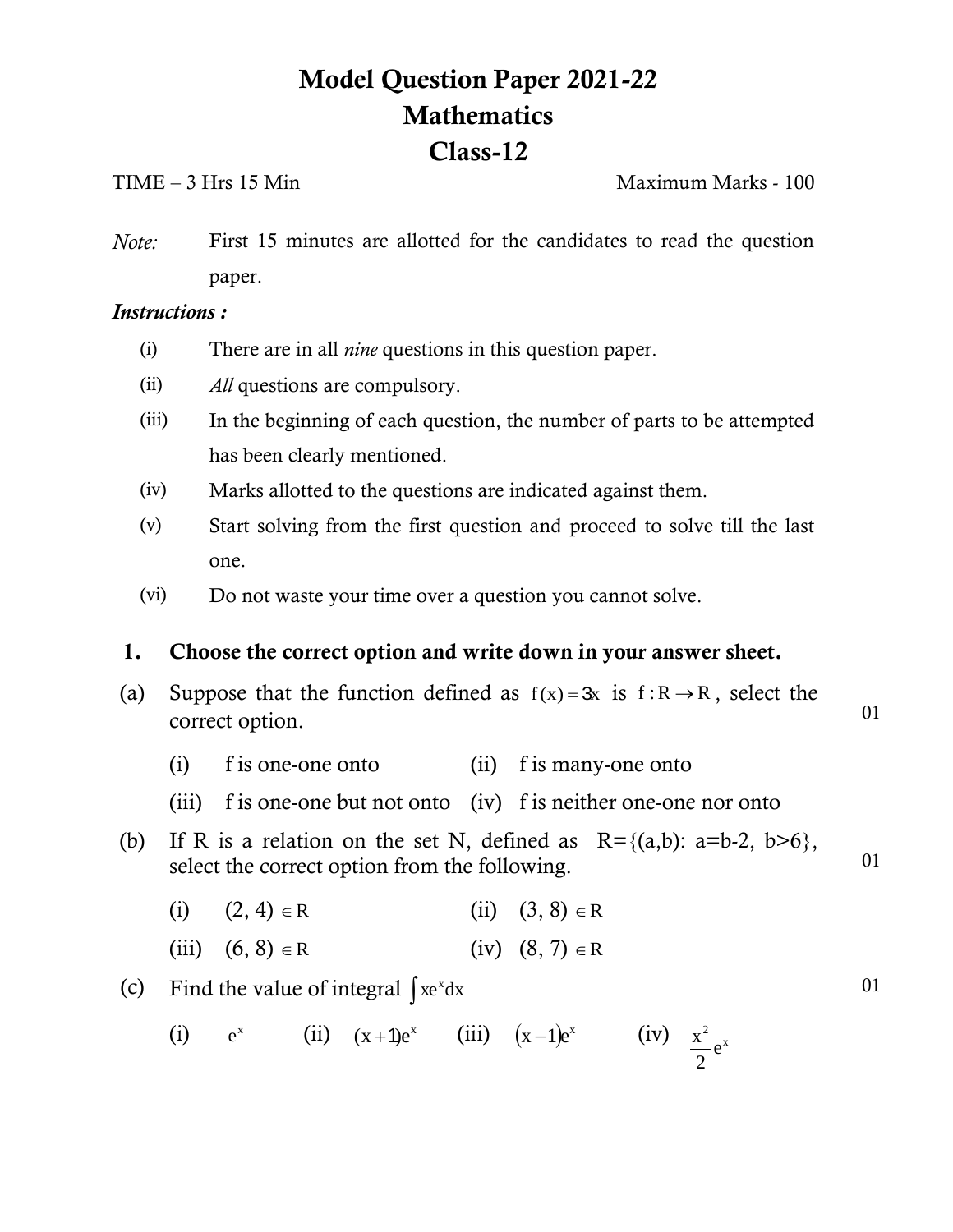# Model Question Paper 2021-22
## Mathematics
## Class-12

TIME – 3 Hrs 15 Min　　　　　　　　　　　　　　　　　　Maximum Marks - 100

*Note:* First 15 minutes are allotted for the candidates to read the question paper.

***Instructions :***

(i) There are in all *nine* questions in this question paper.

(ii) *All* questions are compulsory.

(iii) In the beginning of each question, the number of parts to be attempted has been clearly mentioned.

(iv) Marks allotted to the questions are indicated against them.

(v) Start solving from the first question and proceed to solve till the last one.

(vi) Do not waste your time over a question you cannot solve.

**1. Choose the correct option and write down in your answer sheet.**

(a) Suppose that the function defined as $f(x) = 3x$ is $f : R \rightarrow R$, select the correct option. 　　01

(i) f is one-one onto　　(ii) f is many-one onto

(iii) f is one-one but not onto　　(iv) f is neither one-one nor onto

(b) If R is a relation on the set N, defined as $R=\{(a,b): a=b-2, b>6\}$, select the correct option from the following. 　　01

(i) $(2, 4) \in R$　　(ii) $(3, 8) \in R$

(iii) $(6, 8) \in R$　　(iv) $(8, 7) \in R$

(c) Find the value of integral $\int xe^x dx$ 　　01

(i) $e^x$　　(ii) $(x+1)e^x$　　(iii) $(x-1)e^x$　　(iv) $\frac{x^2}{2}e^x$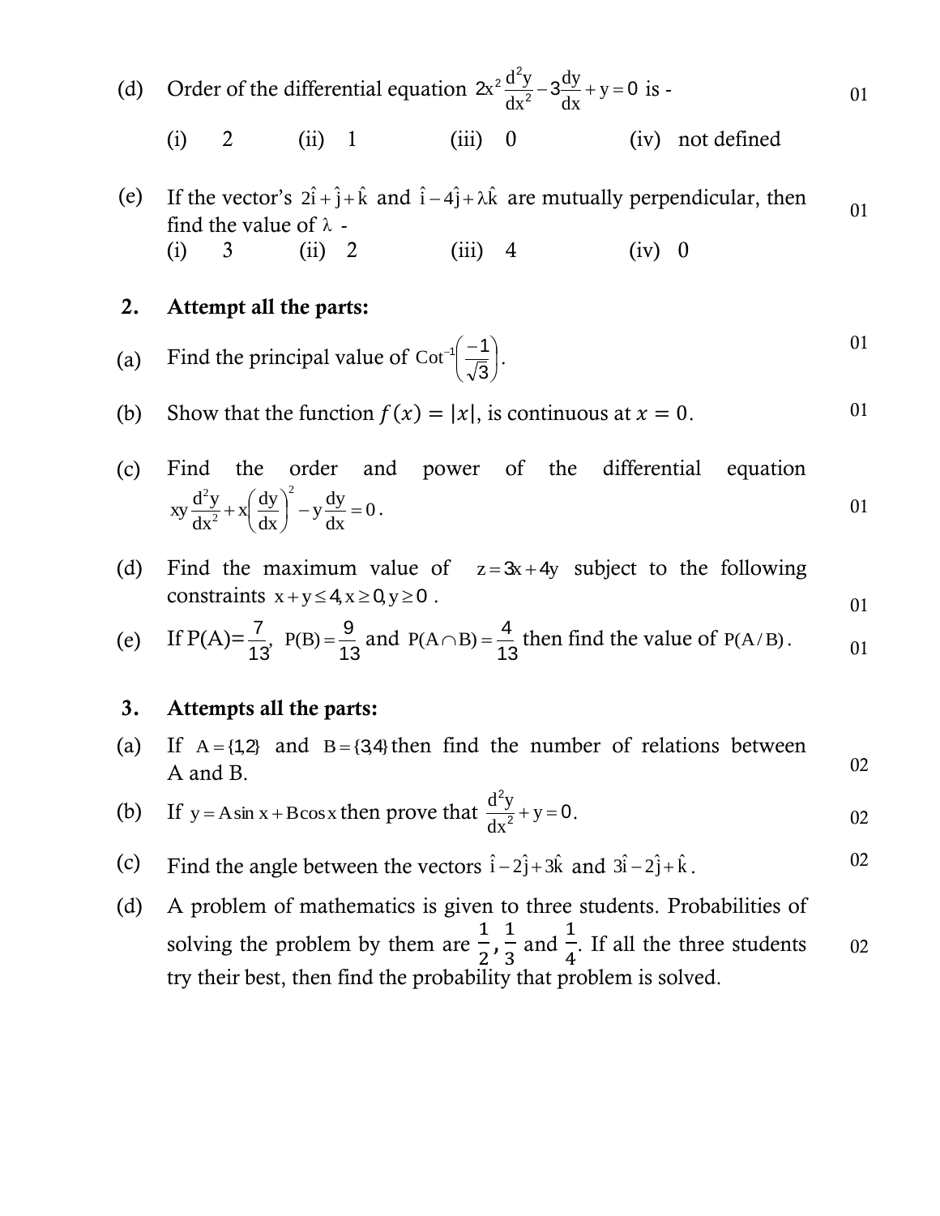(d) Order of the differential equation $2x^2\frac{d^2y}{dx^2}-3\frac{dy}{dx}+y=0$ is - **01**

(i) 2 (ii) 1 (iii) 0 (iv) not defined

(e) If the vector's $2\hat{i}+\hat{j}+\hat{k}$ and $\hat{i}-4\hat{j}+\lambda\hat{k}$ are mutually perpendicular, then find the value of $\lambda$ - **01**

(i) 3 (ii) 2 (iii) 4 (iv) 0

**2. Attempt all the parts:**

(a) Find the principal value of $\text{Cot}^{-1}\left(\frac{-1}{\sqrt{3}}\right)$. **01**

(b) Show that the function $f(x) = |x|$, is continuous at $x = 0$. **01**

(c) Find the order and power of the differential equation $xy\frac{d^2y}{dx^2}+x\left(\frac{dy}{dx}\right)^2-y\frac{dy}{dx}=0$. **01**

(d) Find the maximum value of $z=3x+4y$ subject to the following constraints $x+y\leq 4, x\geq 0, y\geq 0$ . **01**

(e) If $P(A)=\frac{7}{13}$, $P(B)=\frac{9}{13}$ and $P(A\cap B)=\frac{4}{13}$ then find the value of $P(A/B)$. **01**

**3. Attempts all the parts:**

(a) If $A=\{1,2\}$ and $B=\{3,4\}$ then find the number of relations between A and B. **02**

(b) If $y=A\sin x+B\cos x$ then prove that $\frac{d^2y}{dx^2}+y=0$. **02**

(c) Find the angle between the vectors $\hat{i}-2\hat{j}+3\hat{k}$ and $3\hat{i}-2\hat{j}+\hat{k}$. **02**

(d) A problem of mathematics is given to three students. Probabilities of solving the problem by them are $\frac{1}{2},\frac{1}{3}$ and $\frac{1}{4}$. If all the three students try their best, then find the probability that problem is solved. **02**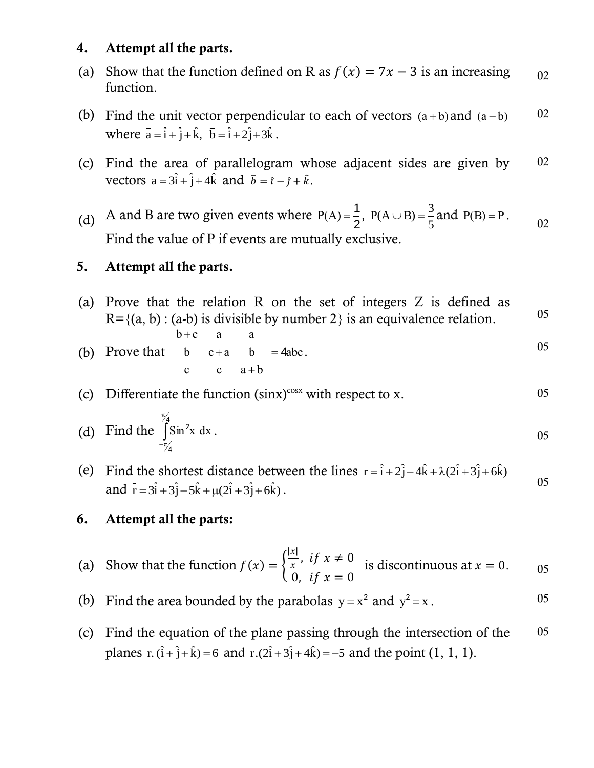**4. Attempt all the parts.**

(a) Show that the function defined on R as $f(x) = 7x - 3$ is an increasing function. 02

(b) Find the unit vector perpendicular to each of vectors $(\bar{a}+\bar{b})$ and $(\bar{a}-\bar{b})$ where $\bar{a} = \hat{i}+\hat{j}+\hat{k}$, $\bar{b} = \hat{i}+2\hat{j}+3\hat{k}$. 02

(c) Find the area of parallelogram whose adjacent sides are given by vectors $\bar{a} = 3\hat{i}+\hat{j}+4\hat{k}$ and $\bar{b} = \hat{i}-\hat{j}+\hat{k}$. 02

(d) A and B are two given events where $P(A) = \frac{1}{2}$, $P(A \cup B) = \frac{3}{5}$ and $P(B) = P$. Find the value of P if events are mutually exclusive. 02

**5. Attempt all the parts.**

(a) Prove that the relation R on the set of integers Z is defined as R={(a, b) : (a-b) is divisible by number 2} is an equivalence relation. 05

(b) Prove that $\begin{vmatrix} b+c & a & a \\ b & c+a & b \\ c & c & a+b \end{vmatrix} = 4abc$. 05

(c) Differentiate the function $(\sin x)^{\cos x}$ with respect to x. 05

(d) Find the $\int_{-\pi/4}^{\pi/4} \sin^2 x \, dx$. 05

(e) Find the shortest distance between the lines $\bar{r} = \hat{i}+2\hat{j}-4\hat{k}+\lambda(2\hat{i}+3\hat{j}+6\hat{k})$ and $\bar{r} = 3\hat{i}+3\hat{j}-5\hat{k}+\mu(2\hat{i}+3\hat{j}+6\hat{k})$. 05

**6. Attempt all the parts:**

(a) Show that the function $f(x) = \begin{cases} \frac{|x|}{x}, & if\ x \neq 0 \\ 0, & if\ x = 0 \end{cases}$ is discontinuous at $x = 0$. 05

(b) Find the area bounded by the parabolas $y = x^2$ and $y^2 = x$. 05

(c) Find the equation of the plane passing through the intersection of the planes $\bar{r}.(\hat{i}+\hat{j}+\hat{k}) = 6$ and $\bar{r}.(2\hat{i}+3\hat{j}+4\hat{k}) = -5$ and the point (1, 1, 1). 05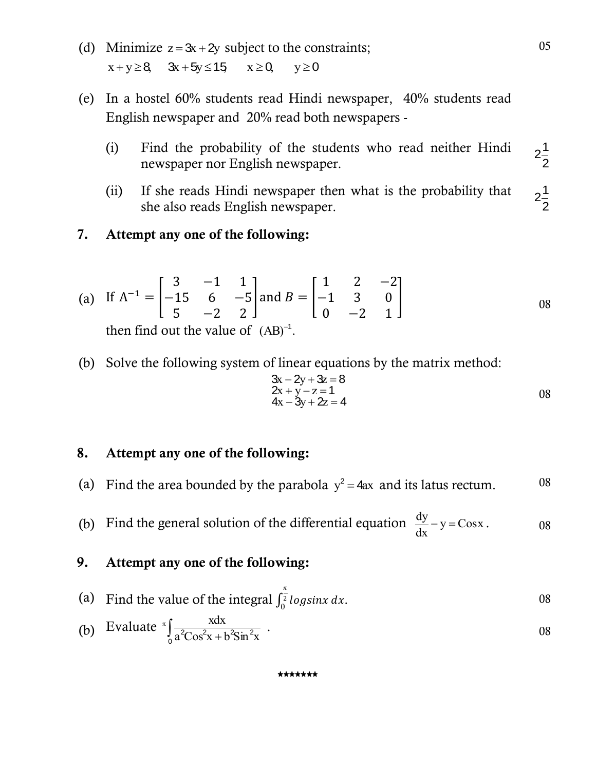(d) Minimize $z = 3x + 2y$ subject to the constraints; 05

$x + y \geq 8, \quad 3x + 5y \leq 15, \quad x \geq 0, \quad y \geq 0$

(e) In a hostel 60% students read Hindi newspaper, 40% students read English newspaper and 20% read both newspapers -

(i) Find the probability of the students who read neither Hindi newspaper nor English newspaper. $2\frac{1}{2}$

(ii) If she reads Hindi newspaper then what is the probability that she also reads English newspaper. $2\frac{1}{2}$

**7. Attempt any one of the following:**

(a) If $A^{-1} = \begin{bmatrix} 3 & -1 & 1 \\ -15 & 6 & -5 \\ 5 & -2 & 2 \end{bmatrix}$ and $B = \begin{bmatrix} 1 & 2 & -2 \\ -1 & 3 & 0 \\ 0 & -2 & 1 \end{bmatrix}$ 08

then find out the value of $(AB)^{-1}$.

(b) Solve the following system of linear equations by the matrix method: 08

$$3x - 2y + 3z = 8$$
$$2x + y - z = 1$$
$$4x - 3y + 2z = 4$$

**8. Attempt any one of the following:**

(a) Find the area bounded by the parabola $y^2 = 4ax$ and its latus rectum. 08

(b) Find the general solution of the differential equation $\frac{dy}{dx} - y = \text{Cos}x$. 08

**9. Attempt any one of the following:**

(a) Find the value of the integral $\int_0^{\frac{\pi}{2}} \log\sin x \, dx$. 08

(b) Evaluate $\int_0^{\pi} \frac{x\,dx}{a^2\text{Cos}^2x + b^2\text{Sin}^2x}$. 08

\*\*\*\*\*\*\*